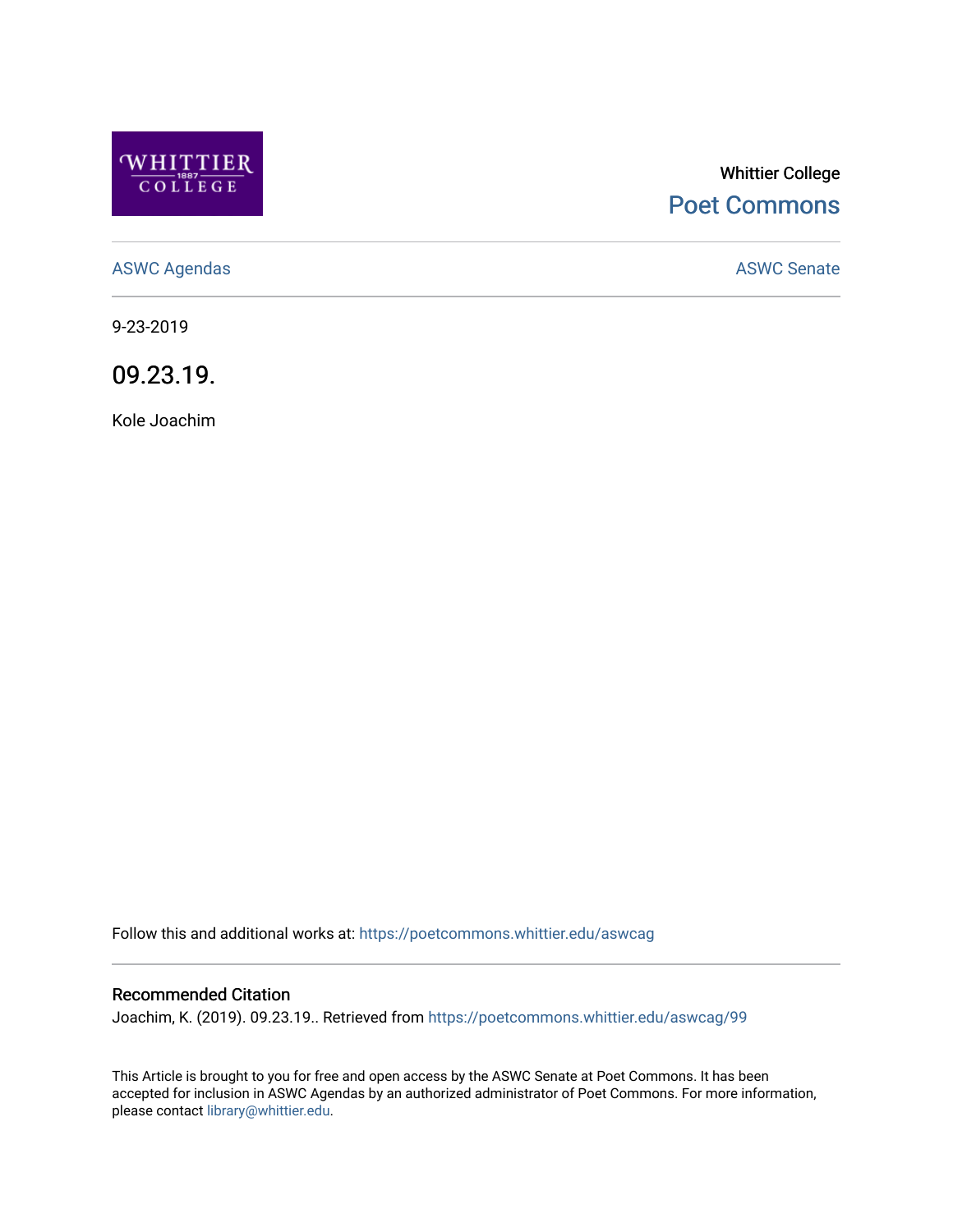Whittier College

Poet Commons

ASWC Agendas

ASWC Senate

9-23-2019

# 09.23.19.

Kole Joachim

Follow this and additional works at: https://poetcommons.whittier.edu/aswcag

### Recommended Citation

Joachim, K. (2019). 09.23.19.. Retrieved from https://poetcommons.whittier.edu/aswcag/99

This Article is brought to you for free and open access by the ASWC Senate at Poet Commons. It has been accepted for inclusion in ASWC Agendas by an authorized administrator of Poet Commons. For more information, please contact library@whittier.edu.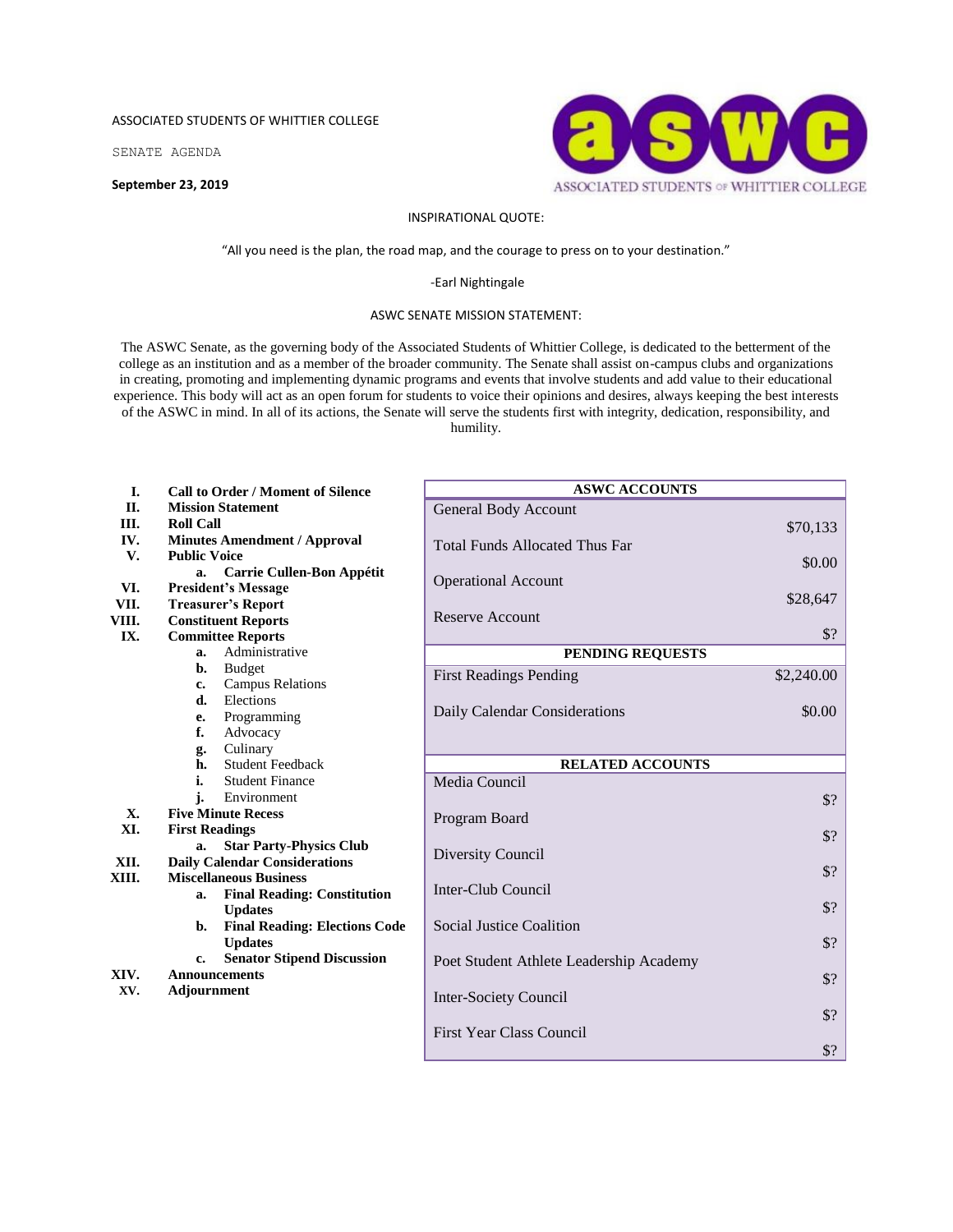ASSOCIATED STUDENTS OF WHITTIER COLLEGE

SENATE AGENDA

**September 23, 2019**

INSPIRATIONAL QUOTE:

"All you need is the plan, the road map, and the courage to press on to your destination."

-Earl Nightingale

ASWC SENATE MISSION STATEMENT:

The ASWC Senate, as the governing body of the Associated Students of Whittier College, is dedicated to the betterment of the college as an institution and as a member of the broader community. The Senate shall assist on-campus clubs and organizations in creating, promoting and implementing dynamic programs and events that involve students and add value to their educational experience. This body will act as an open forum for students to voice their opinions and desires, always keeping the best interests of the ASWC in mind. In all of its actions, the Senate will serve the students first with integrity, dedication, responsibility, and humility.

I. **Call to Order / Moment of Silence**
II. **Mission Statement**
III. **Roll Call**
IV. **Minutes Amendment / Approval**
V. **Public Voice**
    a. **Carrie Cullen-Bon Appétit**
VI. **President's Message**
VII. **Treasurer's Report**
VIII. **Constituent Reports**
IX. **Committee Reports**
    a. Administrative
    b. Budget
    c. Campus Relations
    d. Elections
    e. Programming
    f. Advocacy
    g. Culinary
    h. Student Feedback
    i. Student Finance
    j. Environment
X. **Five Minute Recess**
XI. **First Readings**
    a. **Star Party-Physics Club**
XII. **Daily Calendar Considerations**
XIII. **Miscellaneous Business**
    a. **Final Reading: Constitution Updates**
    b. **Final Reading: Elections Code Updates**
    c. **Senator Stipend Discussion**
XIV. **Announcements**
XV. **Adjournment**

| **ASWC ACCOUNTS** | |
|---|---|
| General Body Account | $70,133 |
| Total Funds Allocated Thus Far | $0.00 |
| Operational Account | $28,647 |
| Reserve Account | $? |
| **PENDING REQUESTS** | |
| First Readings Pending | $2,240.00 |
| Daily Calendar Considerations | $0.00 |
| **RELATED ACCOUNTS** | |
| Media Council | $? |
| Program Board | $? |
| Diversity Council | $? |
| Inter-Club Council | $? |
| Social Justice Coalition | $? |
| Poet Student Athlete Leadership Academy | $? |
| Inter-Society Council | $? |
| First Year Class Council | $? |